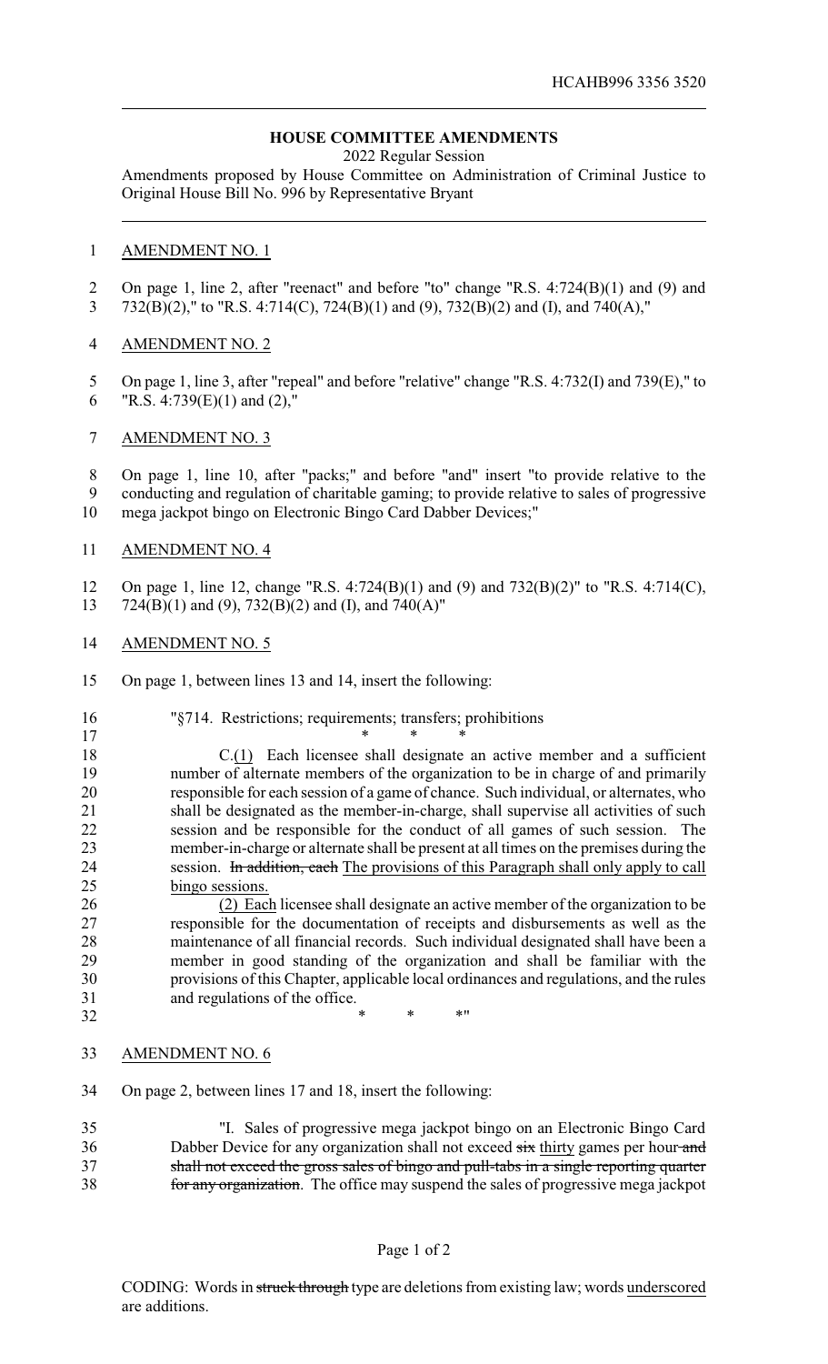HCAHB996 3356 3520

## HOUSE COMMITTEE AMENDMENTS

2022 Regular Session

Amendments proposed by House Committee on Administration of Criminal Justice to Original House Bill No. 996 by Representative Bryant

AMENDMENT NO. 1

On page 1, line 2, after "reenact" and before "to" change "R.S. 4:724(B)(1) and (9) and 732(B)(2)," to "R.S. 4:714(C), 724(B)(1) and (9), 732(B)(2) and (I), and 740(A),"

AMENDMENT NO. 2

On page 1, line 3, after "repeal" and before "relative" change "R.S. 4:732(I) and 739(E)," to "R.S. 4:739(E)(1) and (2),"

AMENDMENT NO. 3

On page 1, line 10, after "packs;" and before "and" insert "to provide relative to the conducting and regulation of charitable gaming; to provide relative to sales of progressive mega jackpot bingo on Electronic Bingo Card Dabber Devices;"

AMENDMENT NO. 4

On page 1, line 12, change "R.S. 4:724(B)(1) and (9) and 732(B)(2)" to "R.S. 4:714(C), 724(B)(1) and (9), 732(B)(2) and (I), and 740(A)"

AMENDMENT NO. 5

On page 1, between lines 13 and 14, insert the following:

"§714. Restrictions; requirements; transfers; prohibitions

\* \* \*

C.<u>(1)</u> Each licensee shall designate an active member and a sufficient number of alternate members of the organization to be in charge of and primarily responsible for each session of a game of chance. Such individual, or alternates, who shall be designated as the member-in-charge, shall supervise all activities of such session and be responsible for the conduct of all games of such session. The member-in-charge or alternate shall be present at all times on the premises during the session. ~~In addition, each~~ <u>The provisions of this Paragraph shall only apply to call bingo sessions.</u>

<u>(2) Each</u> licensee shall designate an active member of the organization to be responsible for the documentation of receipts and disbursements as well as the maintenance of all financial records. Such individual designated shall have been a member in good standing of the organization and shall be familiar with the provisions of this Chapter, applicable local ordinances and regulations, and the rules and regulations of the office.

\* \* \*"

AMENDMENT NO. 6

On page 2, between lines 17 and 18, insert the following:

"I. Sales of progressive mega jackpot bingo on an Electronic Bingo Card Dabber Device for any organization shall not exceed ~~six~~ <u>thirty</u> games per hour ~~and shall not exceed the gross sales of bingo and pull-tabs in a single reporting quarter for any organization~~. The office may suspend the sales of progressive mega jackpot

CODING: Words in ~~struck through~~ type are deletions from existing law; words <u>underscored</u> are additions.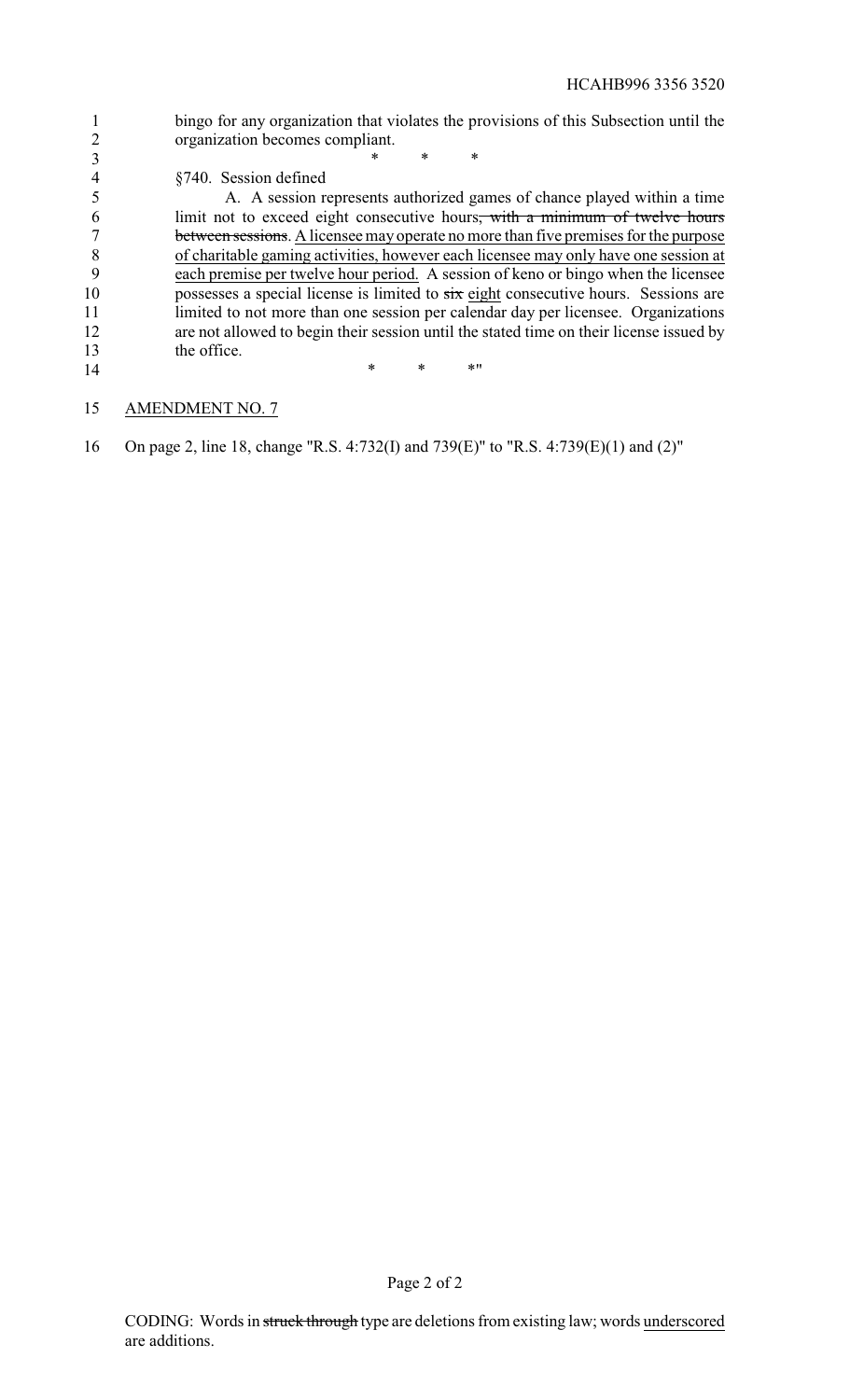bingo for any organization that violates the provisions of this Subsection until the organization becomes compliant.

\* \* \*

§740. Session defined

A. A session represents authorized games of chance played within a time limit not to exceed eight consecutive hours~~, with a minimum of twelve hours between sessions~~. <u>A licensee may operate no more than five premises for the purpose of charitable gaming activities, however each licensee may only have one session at each premise per twelve hour period.</u> A session of keno or bingo when the licensee possesses a special license is limited to ~~six~~ <u>eight</u> consecutive hours. Sessions are limited to not more than one session per calendar day per licensee. Organizations are not allowed to begin their session until the stated time on their license issued by the office.

\* \* \*"

<u>AMENDMENT NO. 7</u>

On page 2, line 18, change "R.S. 4:732(I) and 739(E)" to "R.S. 4:739(E)(1) and (2)"